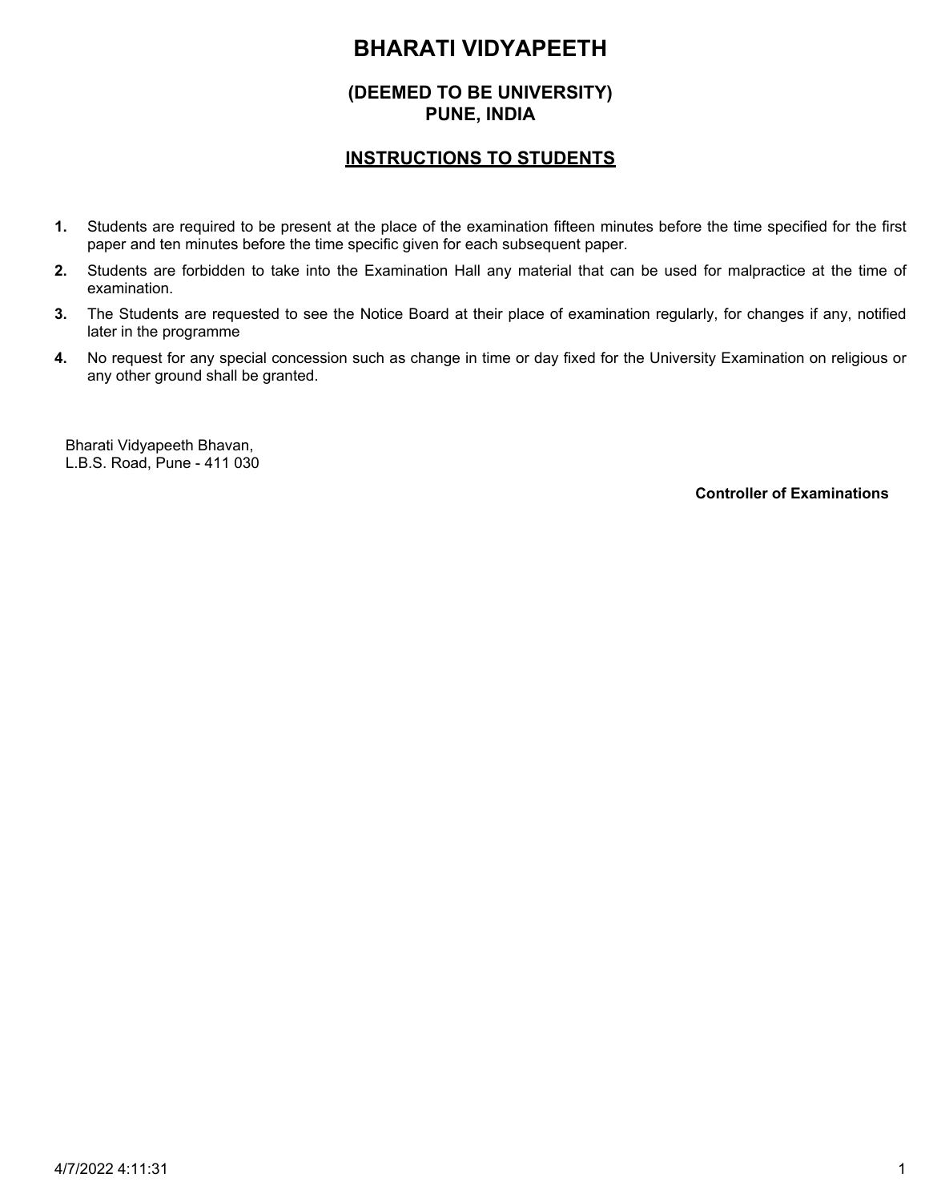# BHARATI VIDYAPEETH

## (DEEMED TO BE UNIVERSITY)
## PUNE, INDIA

## INSTRUCTIONS TO STUDENTS

1. Students are required to be present at the place of the examination fifteen minutes before the time specified for the first paper and ten minutes before the time specific given for each subsequent paper.
2. Students are forbidden to take into the Examination Hall any material that can be used for malpractice at the time of examination.
3. The Students are requested to see the Notice Board at their place of examination regularly, for changes if any, notified later in the programme
4. No request for any special concession such as change in time or day fixed for the University Examination on religious or any other ground shall be granted.

Bharati Vidyapeeth Bhavan,
L.B.S. Road, Pune - 411 030

**Controller of Examinations**

4/7/2022 4:11:31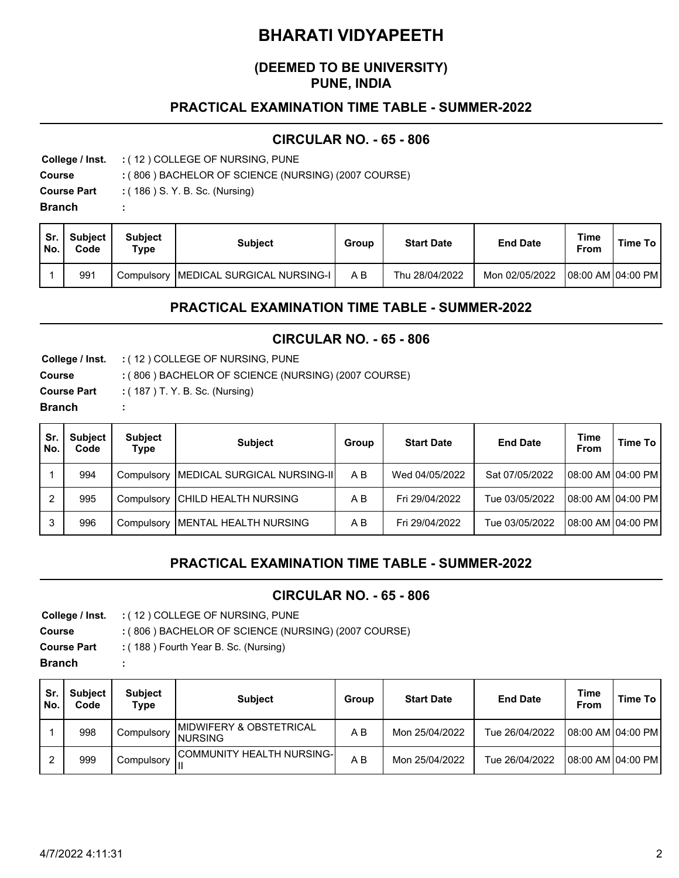# BHARATI VIDYAPEETH

## (DEEMED TO BE UNIVERSITY)
## PUNE, INDIA

### PRACTICAL EXAMINATION TIME TABLE - SUMMER-2022

### CIRCULAR NO. - 65 - 806

**College / Inst.** : ( 12 ) COLLEGE OF NURSING, PUNE
**Course** : ( 806 ) BACHELOR OF SCIENCE (NURSING) (2007 COURSE)
**Course Part** : ( 186 ) S. Y. B. Sc. (Nursing)
**Branch** :

| Sr. No. | Subject Code | Subject Type | Subject | Group | Start Date | End Date | Time From | Time To |
|---|---|---|---|---|---|---|---|---|
| 1 | 991 | Compulsory | MEDICAL SURGICAL NURSING-I | A B | Thu 28/04/2022 | Mon 02/05/2022 | 08:00 AM | 04:00 PM |

### PRACTICAL EXAMINATION TIME TABLE - SUMMER-2022

### CIRCULAR NO. - 65 - 806

**College / Inst.** : ( 12 ) COLLEGE OF NURSING, PUNE
**Course** : ( 806 ) BACHELOR OF SCIENCE (NURSING) (2007 COURSE)
**Course Part** : ( 187 ) T. Y. B. Sc. (Nursing)
**Branch** :

| Sr. No. | Subject Code | Subject Type | Subject | Group | Start Date | End Date | Time From | Time To |
|---|---|---|---|---|---|---|---|---|
| 1 | 994 | Compulsory | MEDICAL SURGICAL NURSING-II | A B | Wed 04/05/2022 | Sat 07/05/2022 | 08:00 AM | 04:00 PM |
| 2 | 995 | Compulsory | CHILD HEALTH NURSING | A B | Fri 29/04/2022 | Tue 03/05/2022 | 08:00 AM | 04:00 PM |
| 3 | 996 | Compulsory | MENTAL HEALTH NURSING | A B | Fri 29/04/2022 | Tue 03/05/2022 | 08:00 AM | 04:00 PM |

### PRACTICAL EXAMINATION TIME TABLE - SUMMER-2022

### CIRCULAR NO. - 65 - 806

**College / Inst.** : ( 12 ) COLLEGE OF NURSING, PUNE
**Course** : ( 806 ) BACHELOR OF SCIENCE (NURSING) (2007 COURSE)
**Course Part** : ( 188 ) Fourth Year B. Sc. (Nursing)
**Branch** :

| Sr. No. | Subject Code | Subject Type | Subject | Group | Start Date | End Date | Time From | Time To |
|---|---|---|---|---|---|---|---|---|
| 1 | 998 | Compulsory | MIDWIFERY & OBSTETRICAL NURSING | A B | Mon 25/04/2022 | Tue 26/04/2022 | 08:00 AM | 04:00 PM |
| 2 | 999 | Compulsory | COMMUNITY HEALTH NURSING-II | A B | Mon 25/04/2022 | Tue 26/04/2022 | 08:00 AM | 04:00 PM |

4/7/2022 4:11:31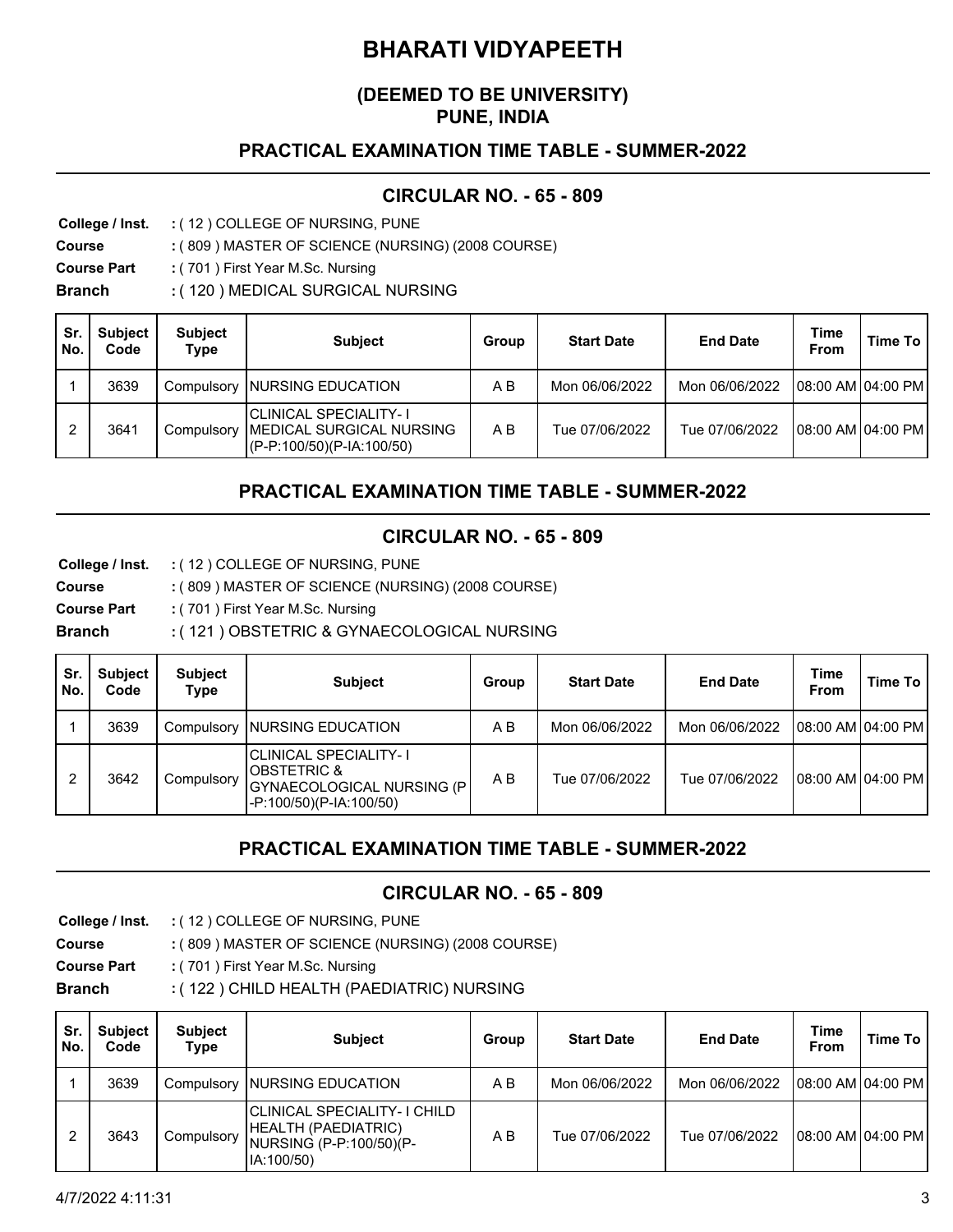# BHARATI VIDYAPEETH

## (DEEMED TO BE UNIVERSITY)
## PUNE, INDIA

### PRACTICAL EXAMINATION TIME TABLE - SUMMER-2022

### CIRCULAR NO. - 65 - 809

**College / Inst.** : ( 12 ) COLLEGE OF NURSING, PUNE
**Course** : ( 809 ) MASTER OF SCIENCE (NURSING) (2008 COURSE)
**Course Part** : ( 701 ) First Year M.Sc. Nursing
**Branch** : ( 120 ) MEDICAL SURGICAL NURSING

| Sr. No. | Subject Code | Subject Type | Subject | Group | Start Date | End Date | Time From | Time To |
|---|---|---|---|---|---|---|---|---|
| 1 | 3639 | Compulsory | NURSING EDUCATION | A B | Mon 06/06/2022 | Mon 06/06/2022 | 08:00 AM | 04:00 PM |
| 2 | 3641 | Compulsory | CLINICAL SPECIALITY- I MEDICAL SURGICAL NURSING (P-P:100/50)(P-IA:100/50) | A B | Tue 07/06/2022 | Tue 07/06/2022 | 08:00 AM | 04:00 PM |

### PRACTICAL EXAMINATION TIME TABLE - SUMMER-2022

### CIRCULAR NO. - 65 - 809

**College / Inst.** : ( 12 ) COLLEGE OF NURSING, PUNE
**Course** : ( 809 ) MASTER OF SCIENCE (NURSING) (2008 COURSE)
**Course Part** : ( 701 ) First Year M.Sc. Nursing
**Branch** : ( 121 ) OBSTETRIC & GYNAECOLOGICAL NURSING

| Sr. No. | Subject Code | Subject Type | Subject | Group | Start Date | End Date | Time From | Time To |
|---|---|---|---|---|---|---|---|---|
| 1 | 3639 | Compulsory | NURSING EDUCATION | A B | Mon 06/06/2022 | Mon 06/06/2022 | 08:00 AM | 04:00 PM |
| 2 | 3642 | Compulsory | CLINICAL SPECIALITY- I OBSTETRIC & GYNAECOLOGICAL NURSING (P-P:100/50)(P-IA:100/50) | A B | Tue 07/06/2022 | Tue 07/06/2022 | 08:00 AM | 04:00 PM |

### PRACTICAL EXAMINATION TIME TABLE - SUMMER-2022

### CIRCULAR NO. - 65 - 809

**College / Inst.** : ( 12 ) COLLEGE OF NURSING, PUNE
**Course** : ( 809 ) MASTER OF SCIENCE (NURSING) (2008 COURSE)
**Course Part** : ( 701 ) First Year M.Sc. Nursing
**Branch** : ( 122 ) CHILD HEALTH (PAEDIATRIC) NURSING

| Sr. No. | Subject Code | Subject Type | Subject | Group | Start Date | End Date | Time From | Time To |
|---|---|---|---|---|---|---|---|---|
| 1 | 3639 | Compulsory | NURSING EDUCATION | A B | Mon 06/06/2022 | Mon 06/06/2022 | 08:00 AM | 04:00 PM |
| 2 | 3643 | Compulsory | CLINICAL SPECIALITY- I CHILD HEALTH (PAEDIATRIC) NURSING (P-P:100/50)(P-IA:100/50) | A B | Tue 07/06/2022 | Tue 07/06/2022 | 08:00 AM | 04:00 PM |

4/7/2022 4:11:31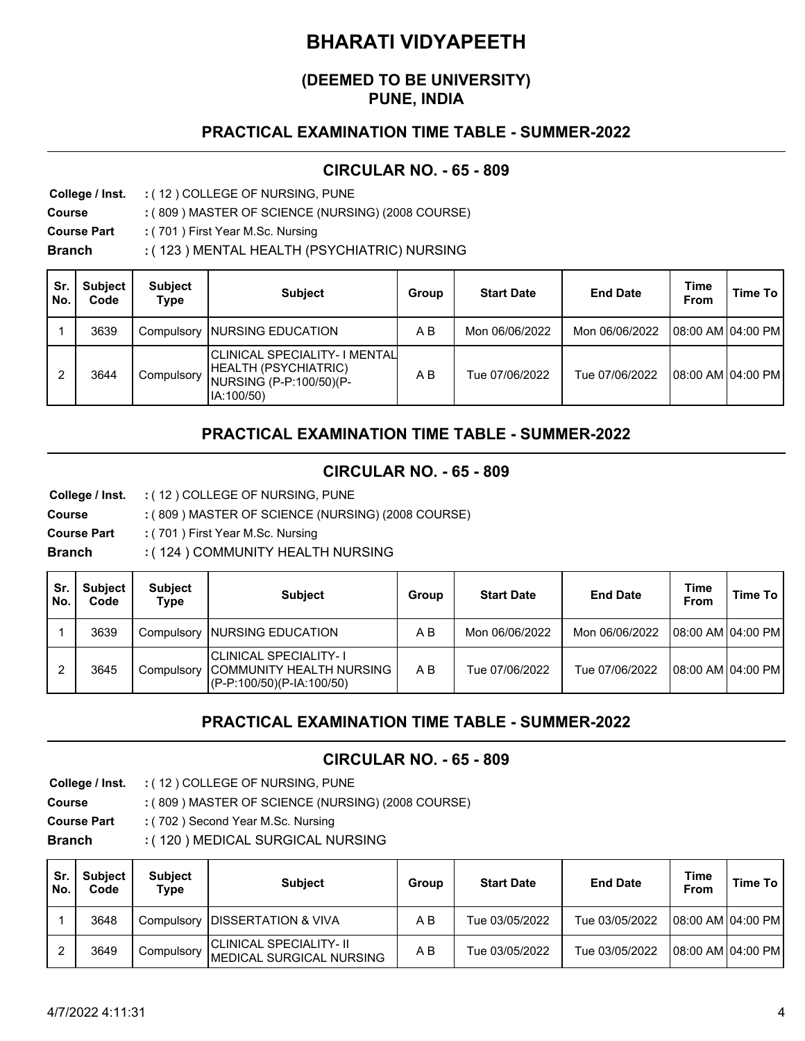# BHARATI VIDYAPEETH

## (DEEMED TO BE UNIVERSITY)
## PUNE, INDIA

### PRACTICAL EXAMINATION TIME TABLE - SUMMER-2022

### CIRCULAR NO. - 65 - 809

**College / Inst.** : ( 12 ) COLLEGE OF NURSING, PUNE
**Course** : ( 809 ) MASTER OF SCIENCE (NURSING) (2008 COURSE)
**Course Part** : ( 701 ) First Year M.Sc. Nursing
**Branch** : ( 123 ) MENTAL HEALTH (PSYCHIATRIC) NURSING

| Sr. No. | Subject Code | Subject Type | Subject | Group | Start Date | End Date | Time From | Time To |
|---|---|---|---|---|---|---|---|---|
| 1 | 3639 | Compulsory | NURSING EDUCATION | A B | Mon 06/06/2022 | Mon 06/06/2022 | 08:00 AM | 04:00 PM |
| 2 | 3644 | Compulsory | CLINICAL SPECIALITY- I MENTAL HEALTH (PSYCHIATRIC) NURSING (P-P:100/50)(P-IA:100/50) | A B | Tue 07/06/2022 | Tue 07/06/2022 | 08:00 AM | 04:00 PM |

### PRACTICAL EXAMINATION TIME TABLE - SUMMER-2022

### CIRCULAR NO. - 65 - 809

**College / Inst.** : ( 12 ) COLLEGE OF NURSING, PUNE
**Course** : ( 809 ) MASTER OF SCIENCE (NURSING) (2008 COURSE)
**Course Part** : ( 701 ) First Year M.Sc. Nursing
**Branch** : ( 124 ) COMMUNITY HEALTH NURSING

| Sr. No. | Subject Code | Subject Type | Subject | Group | Start Date | End Date | Time From | Time To |
|---|---|---|---|---|---|---|---|---|
| 1 | 3639 | Compulsory | NURSING EDUCATION | A B | Mon 06/06/2022 | Mon 06/06/2022 | 08:00 AM | 04:00 PM |
| 2 | 3645 | Compulsory | CLINICAL SPECIALITY- I COMMUNITY HEALTH NURSING (P-P:100/50)(P-IA:100/50) | A B | Tue 07/06/2022 | Tue 07/06/2022 | 08:00 AM | 04:00 PM |

### PRACTICAL EXAMINATION TIME TABLE - SUMMER-2022

### CIRCULAR NO. - 65 - 809

**College / Inst.** : ( 12 ) COLLEGE OF NURSING, PUNE
**Course** : ( 809 ) MASTER OF SCIENCE (NURSING) (2008 COURSE)
**Course Part** : ( 702 ) Second Year M.Sc. Nursing
**Branch** : ( 120 ) MEDICAL SURGICAL NURSING

| Sr. No. | Subject Code | Subject Type | Subject | Group | Start Date | End Date | Time From | Time To |
|---|---|---|---|---|---|---|---|---|
| 1 | 3648 | Compulsory | DISSERTATION & VIVA | A B | Tue 03/05/2022 | Tue 03/05/2022 | 08:00 AM | 04:00 PM |
| 2 | 3649 | Compulsory | CLINICAL SPECIALITY- II MEDICAL SURGICAL NURSING | A B | Tue 03/05/2022 | Tue 03/05/2022 | 08:00 AM | 04:00 PM |

4/7/2022 4:11:31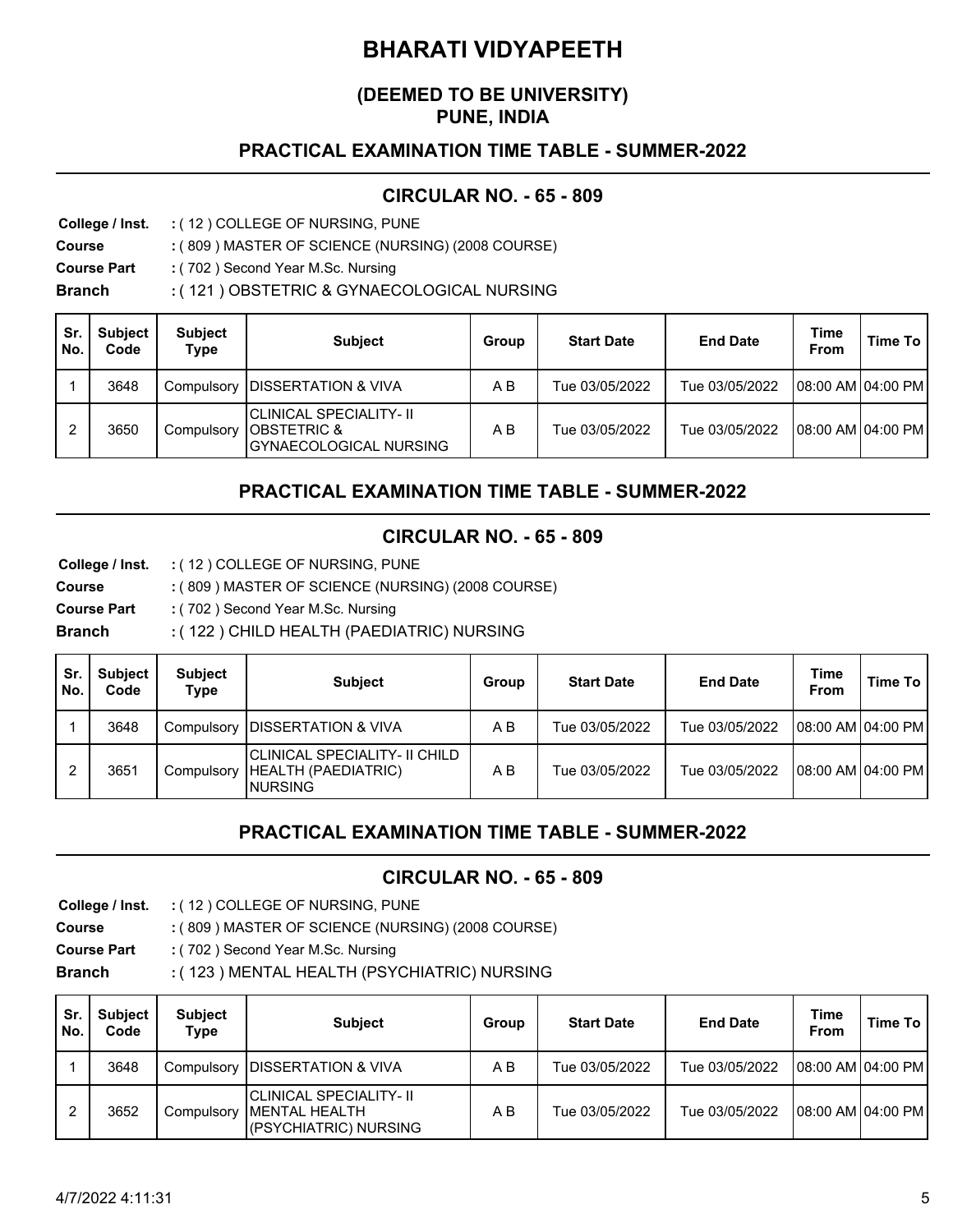# BHARATI VIDYAPEETH

## (DEEMED TO BE UNIVERSITY)
## PUNE, INDIA

### PRACTICAL EXAMINATION TIME TABLE - SUMMER-2022

### CIRCULAR NO. - 65 - 809

**College / Inst.** : ( 12 ) COLLEGE OF NURSING, PUNE
**Course** : ( 809 ) MASTER OF SCIENCE (NURSING) (2008 COURSE)
**Course Part** : ( 702 ) Second Year M.Sc. Nursing
**Branch** : ( 121 ) OBSTETRIC & GYNAECOLOGICAL NURSING

| Sr. No. | Subject Code | Subject Type | Subject | Group | Start Date | End Date | Time From | Time To |
|---|---|---|---|---|---|---|---|---|
| 1 | 3648 | Compulsory | DISSERTATION & VIVA | A B | Tue 03/05/2022 | Tue 03/05/2022 | 08:00 AM | 04:00 PM |
| 2 | 3650 | Compulsory | CLINICAL SPECIALITY- II OBSTETRIC & GYNAECOLOGICAL NURSING | A B | Tue 03/05/2022 | Tue 03/05/2022 | 08:00 AM | 04:00 PM |

### PRACTICAL EXAMINATION TIME TABLE - SUMMER-2022

### CIRCULAR NO. - 65 - 809

**College / Inst.** : ( 12 ) COLLEGE OF NURSING, PUNE
**Course** : ( 809 ) MASTER OF SCIENCE (NURSING) (2008 COURSE)
**Course Part** : ( 702 ) Second Year M.Sc. Nursing
**Branch** : ( 122 ) CHILD HEALTH (PAEDIATRIC) NURSING

| Sr. No. | Subject Code | Subject Type | Subject | Group | Start Date | End Date | Time From | Time To |
|---|---|---|---|---|---|---|---|---|
| 1 | 3648 | Compulsory | DISSERTATION & VIVA | A B | Tue 03/05/2022 | Tue 03/05/2022 | 08:00 AM | 04:00 PM |
| 2 | 3651 | Compulsory | CLINICAL SPECIALITY- II CHILD HEALTH (PAEDIATRIC) NURSING | A B | Tue 03/05/2022 | Tue 03/05/2022 | 08:00 AM | 04:00 PM |

### PRACTICAL EXAMINATION TIME TABLE - SUMMER-2022

### CIRCULAR NO. - 65 - 809

**College / Inst.** : ( 12 ) COLLEGE OF NURSING, PUNE
**Course** : ( 809 ) MASTER OF SCIENCE (NURSING) (2008 COURSE)
**Course Part** : ( 702 ) Second Year M.Sc. Nursing
**Branch** : ( 123 ) MENTAL HEALTH (PSYCHIATRIC) NURSING

| Sr. No. | Subject Code | Subject Type | Subject | Group | Start Date | End Date | Time From | Time To |
|---|---|---|---|---|---|---|---|---|
| 1 | 3648 | Compulsory | DISSERTATION & VIVA | A B | Tue 03/05/2022 | Tue 03/05/2022 | 08:00 AM | 04:00 PM |
| 2 | 3652 | Compulsory | CLINICAL SPECIALITY- II MENTAL HEALTH (PSYCHIATRIC) NURSING | A B | Tue 03/05/2022 | Tue 03/05/2022 | 08:00 AM | 04:00 PM |

4/7/2022 4:11:31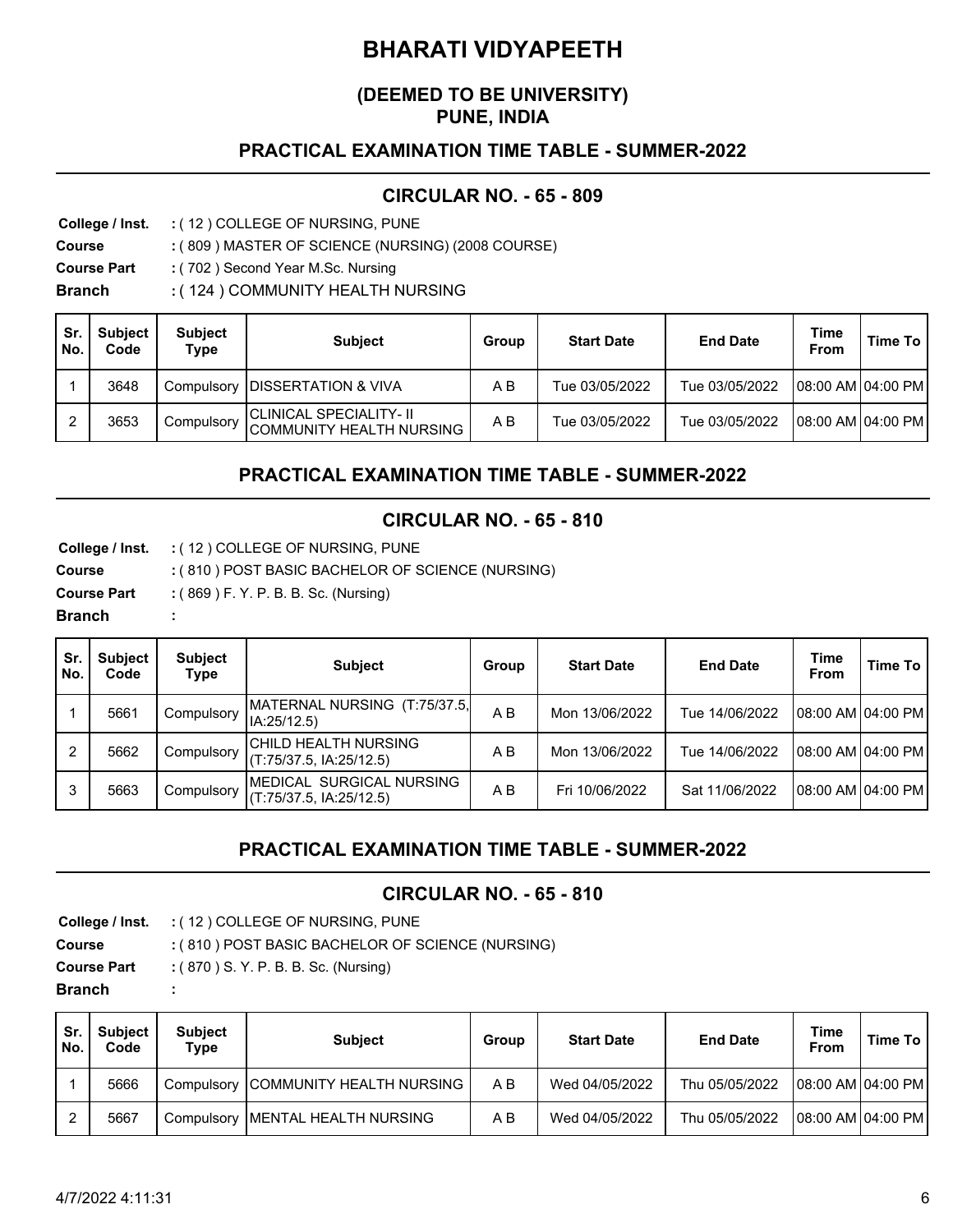# BHARATI VIDYAPEETH

## (DEEMED TO BE UNIVERSITY)
## PUNE, INDIA

### PRACTICAL EXAMINATION TIME TABLE - SUMMER-2022

### CIRCULAR NO. - 65 - 809

**College / Inst.** : ( 12 ) COLLEGE OF NURSING, PUNE
**Course** : ( 809 ) MASTER OF SCIENCE (NURSING) (2008 COURSE)
**Course Part** : ( 702 ) Second Year M.Sc. Nursing
**Branch** : ( 124 ) COMMUNITY HEALTH NURSING

| Sr. No. | Subject Code | Subject Type | Subject | Group | Start Date | End Date | Time From | Time To |
|---|---|---|---|---|---|---|---|---|
| 1 | 3648 | Compulsory | DISSERTATION & VIVA | A B | Tue 03/05/2022 | Tue 03/05/2022 | 08:00 AM | 04:00 PM |
| 2 | 3653 | Compulsory | CLINICAL SPECIALITY- II COMMUNITY HEALTH NURSING | A B | Tue 03/05/2022 | Tue 03/05/2022 | 08:00 AM | 04:00 PM |

### PRACTICAL EXAMINATION TIME TABLE - SUMMER-2022

### CIRCULAR NO. - 65 - 810

**College / Inst.** : ( 12 ) COLLEGE OF NURSING, PUNE
**Course** : ( 810 ) POST BASIC BACHELOR OF SCIENCE (NURSING)
**Course Part** : ( 869 ) F. Y. P. B. B. Sc. (Nursing)
**Branch** :

| Sr. No. | Subject Code | Subject Type | Subject | Group | Start Date | End Date | Time From | Time To |
|---|---|---|---|---|---|---|---|---|
| 1 | 5661 | Compulsory | MATERNAL NURSING (T:75/37.5, IA:25/12.5) | A B | Mon 13/06/2022 | Tue 14/06/2022 | 08:00 AM | 04:00 PM |
| 2 | 5662 | Compulsory | CHILD HEALTH NURSING (T:75/37.5, IA:25/12.5) | A B | Mon 13/06/2022 | Tue 14/06/2022 | 08:00 AM | 04:00 PM |
| 3 | 5663 | Compulsory | MEDICAL SURGICAL NURSING (T:75/37.5, IA:25/12.5) | A B | Fri 10/06/2022 | Sat 11/06/2022 | 08:00 AM | 04:00 PM |

### PRACTICAL EXAMINATION TIME TABLE - SUMMER-2022

### CIRCULAR NO. - 65 - 810

**College / Inst.** : ( 12 ) COLLEGE OF NURSING, PUNE
**Course** : ( 810 ) POST BASIC BACHELOR OF SCIENCE (NURSING)
**Course Part** : ( 870 ) S. Y. P. B. B. Sc. (Nursing)
**Branch** :

| Sr. No. | Subject Code | Subject Type | Subject | Group | Start Date | End Date | Time From | Time To |
|---|---|---|---|---|---|---|---|---|
| 1 | 5666 | Compulsory | COMMUNITY HEALTH NURSING | A B | Wed 04/05/2022 | Thu 05/05/2022 | 08:00 AM | 04:00 PM |
| 2 | 5667 | Compulsory | MENTAL HEALTH NURSING | A B | Wed 04/05/2022 | Thu 05/05/2022 | 08:00 AM | 04:00 PM |

4/7/2022 4:11:31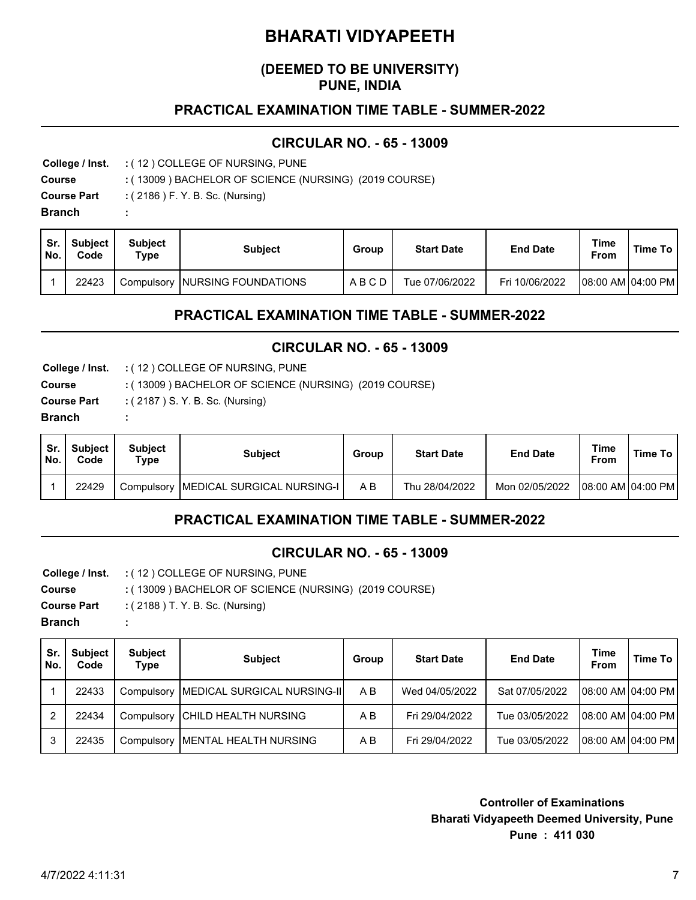# BHARATI VIDYAPEETH

## (DEEMED TO BE UNIVERSITY)
## PUNE, INDIA

### PRACTICAL EXAMINATION TIME TABLE - SUMMER-2022

### CIRCULAR NO. - 65 - 13009

**College / Inst.** : ( 12 ) COLLEGE OF NURSING, PUNE
**Course** : ( 13009 ) BACHELOR OF SCIENCE (NURSING) (2019 COURSE)
**Course Part** : ( 2186 ) F. Y. B. Sc. (Nursing)
**Branch** :

| Sr. No. | Subject Code | Subject Type | Subject | Group | Start Date | End Date | Time From | Time To |
|---|---|---|---|---|---|---|---|---|
| 1 | 22423 | Compulsory | NURSING FOUNDATIONS | A B C D | Tue 07/06/2022 | Fri 10/06/2022 | 08:00 AM | 04:00 PM |

### PRACTICAL EXAMINATION TIME TABLE - SUMMER-2022

### CIRCULAR NO. - 65 - 13009

**College / Inst.** : ( 12 ) COLLEGE OF NURSING, PUNE
**Course** : ( 13009 ) BACHELOR OF SCIENCE (NURSING) (2019 COURSE)
**Course Part** : ( 2187 ) S. Y. B. Sc. (Nursing)
**Branch** :

| Sr. No. | Subject Code | Subject Type | Subject | Group | Start Date | End Date | Time From | Time To |
|---|---|---|---|---|---|---|---|---|
| 1 | 22429 | Compulsory | MEDICAL SURGICAL NURSING-I | A B | Thu 28/04/2022 | Mon 02/05/2022 | 08:00 AM | 04:00 PM |

### PRACTICAL EXAMINATION TIME TABLE - SUMMER-2022

### CIRCULAR NO. - 65 - 13009

**College / Inst.** : ( 12 ) COLLEGE OF NURSING, PUNE
**Course** : ( 13009 ) BACHELOR OF SCIENCE (NURSING) (2019 COURSE)
**Course Part** : ( 2188 ) T. Y. B. Sc. (Nursing)
**Branch** :

| Sr. No. | Subject Code | Subject Type | Subject | Group | Start Date | End Date | Time From | Time To |
|---|---|---|---|---|---|---|---|---|
| 1 | 22433 | Compulsory | MEDICAL SURGICAL NURSING-II | A B | Wed 04/05/2022 | Sat 07/05/2022 | 08:00 AM | 04:00 PM |
| 2 | 22434 | Compulsory | CHILD HEALTH NURSING | A B | Fri 29/04/2022 | Tue 03/05/2022 | 08:00 AM | 04:00 PM |
| 3 | 22435 | Compulsory | MENTAL HEALTH NURSING | A B | Fri 29/04/2022 | Tue 03/05/2022 | 08:00 AM | 04:00 PM |

**Controller of Examinations**
**Bharati Vidyapeeth Deemed University, Pune**
**Pune : 411 030**

4/7/2022 4:11:31